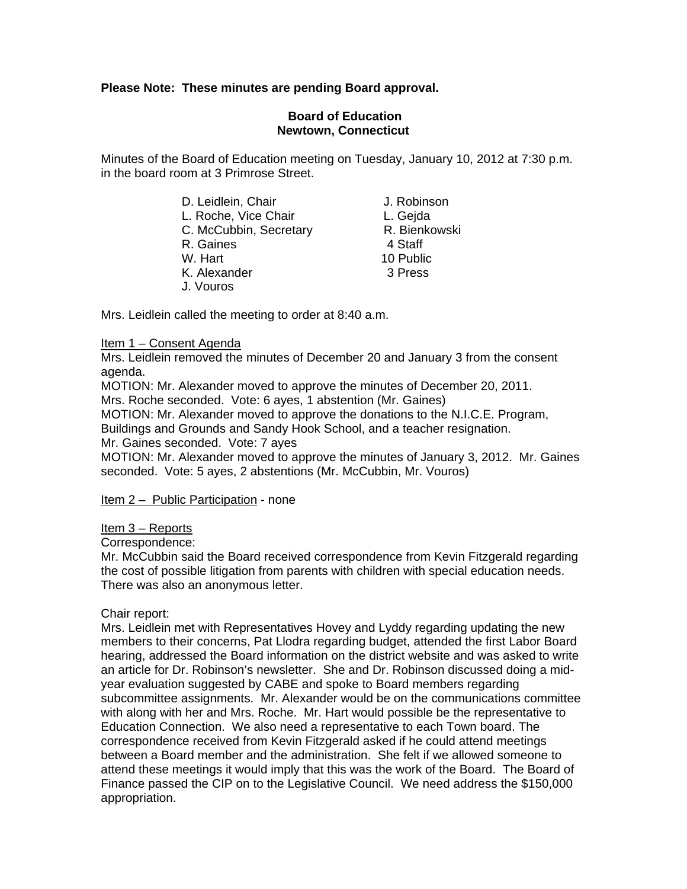**Please Note: These minutes are pending Board approval.**

**Board of Education**
**Newtown, Connecticut**

Minutes of the Board of Education meeting on Tuesday, January 10, 2012 at 7:30 p.m. in the board room at 3 Primrose Street.

| | |
|---|---|
| D. Leidlein, Chair | J. Robinson |
| L. Roche, Vice Chair | L. Gejda |
| C. McCubbin, Secretary | R. Bienkowski |
| R. Gaines | 4 Staff |
| W. Hart | 10 Public |
| K. Alexander | 3 Press |
| J. Vouros | |

Mrs. Leidlein called the meeting to order at 8:40 a.m.

Item 1 – Consent Agenda

Mrs. Leidlein removed the minutes of December 20 and January 3 from the consent agenda.

MOTION: Mr. Alexander moved to approve the minutes of December 20, 2011. Mrs. Roche seconded. Vote: 6 ayes, 1 abstention (Mr. Gaines)

MOTION: Mr. Alexander moved to approve the donations to the N.I.C.E. Program, Buildings and Grounds and Sandy Hook School, and a teacher resignation. Mr. Gaines seconded. Vote: 7 ayes

MOTION: Mr. Alexander moved to approve the minutes of January 3, 2012. Mr. Gaines seconded. Vote: 5 ayes, 2 abstentions (Mr. McCubbin, Mr. Vouros)

Item 2 – Public Participation - none

Item 3 – Reports

Correspondence:

Mr. McCubbin said the Board received correspondence from Kevin Fitzgerald regarding the cost of possible litigation from parents with children with special education needs. There was also an anonymous letter.

Chair report:

Mrs. Leidlein met with Representatives Hovey and Lyddy regarding updating the new members to their concerns, Pat Llodra regarding budget, attended the first Labor Board hearing, addressed the Board information on the district website and was asked to write an article for Dr. Robinson's newsletter. She and Dr. Robinson discussed doing a mid-year evaluation suggested by CABE and spoke to Board members regarding subcommittee assignments. Mr. Alexander would be on the communications committee with along with her and Mrs. Roche. Mr. Hart would possible be the representative to Education Connection. We also need a representative to each Town board. The correspondence received from Kevin Fitzgerald asked if he could attend meetings between a Board member and the administration. She felt if we allowed someone to attend these meetings it would imply that this was the work of the Board. The Board of Finance passed the CIP on to the Legislative Council. We need address the $150,000 appropriation.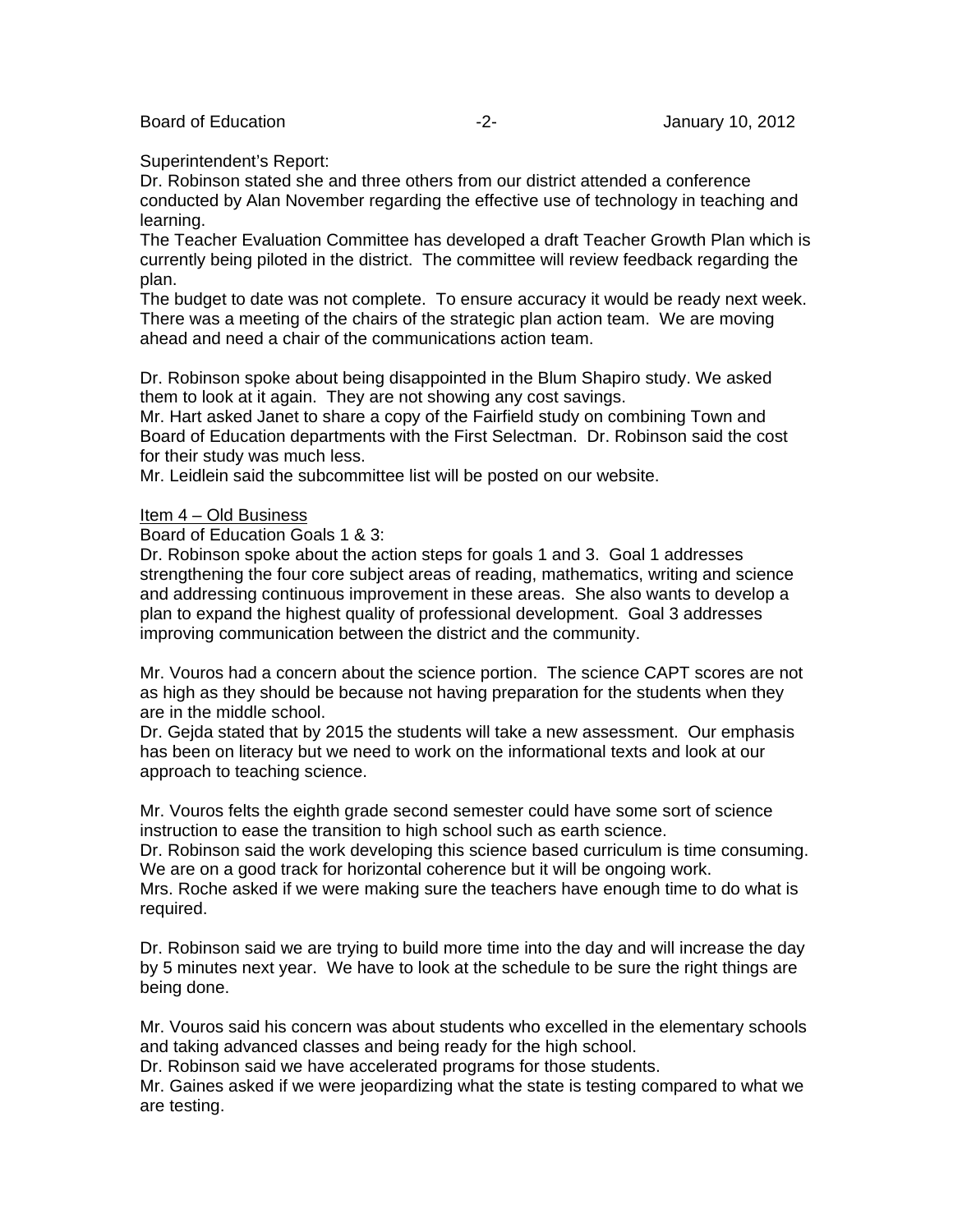Superintendent's Report:
Dr. Robinson stated she and three others from our district attended a conference conducted by Alan November regarding the effective use of technology in teaching and learning.
The Teacher Evaluation Committee has developed a draft Teacher Growth Plan which is currently being piloted in the district. The committee will review feedback regarding the plan.
The budget to date was not complete. To ensure accuracy it would be ready next week.
There was a meeting of the chairs of the strategic plan action team. We are moving ahead and need a chair of the communications action team.

Dr. Robinson spoke about being disappointed in the Blum Shapiro study. We asked them to look at it again. They are not showing any cost savings.
Mr. Hart asked Janet to share a copy of the Fairfield study on combining Town and Board of Education departments with the First Selectman. Dr. Robinson said the cost for their study was much less.
Mr. Leidlein said the subcommittee list will be posted on our website.

<u>Item 4 – Old Business</u>
Board of Education Goals 1 & 3:
Dr. Robinson spoke about the action steps for goals 1 and 3. Goal 1 addresses strengthening the four core subject areas of reading, mathematics, writing and science and addressing continuous improvement in these areas. She also wants to develop a plan to expand the highest quality of professional development. Goal 3 addresses improving communication between the district and the community.

Mr. Vouros had a concern about the science portion. The science CAPT scores are not as high as they should be because not having preparation for the students when they are in the middle school.
Dr. Gejda stated that by 2015 the students will take a new assessment. Our emphasis has been on literacy but we need to work on the informational texts and look at our approach to teaching science.

Mr. Vouros felts the eighth grade second semester could have some sort of science instruction to ease the transition to high school such as earth science.
Dr. Robinson said the work developing this science based curriculum is time consuming. We are on a good track for horizontal coherence but it will be ongoing work.
Mrs. Roche asked if we were making sure the teachers have enough time to do what is required.

Dr. Robinson said we are trying to build more time into the day and will increase the day by 5 minutes next year. We have to look at the schedule to be sure the right things are being done.

Mr. Vouros said his concern was about students who excelled in the elementary schools and taking advanced classes and being ready for the high school.
Dr. Robinson said we have accelerated programs for those students.
Mr. Gaines asked if we were jeopardizing what the state is testing compared to what we are testing.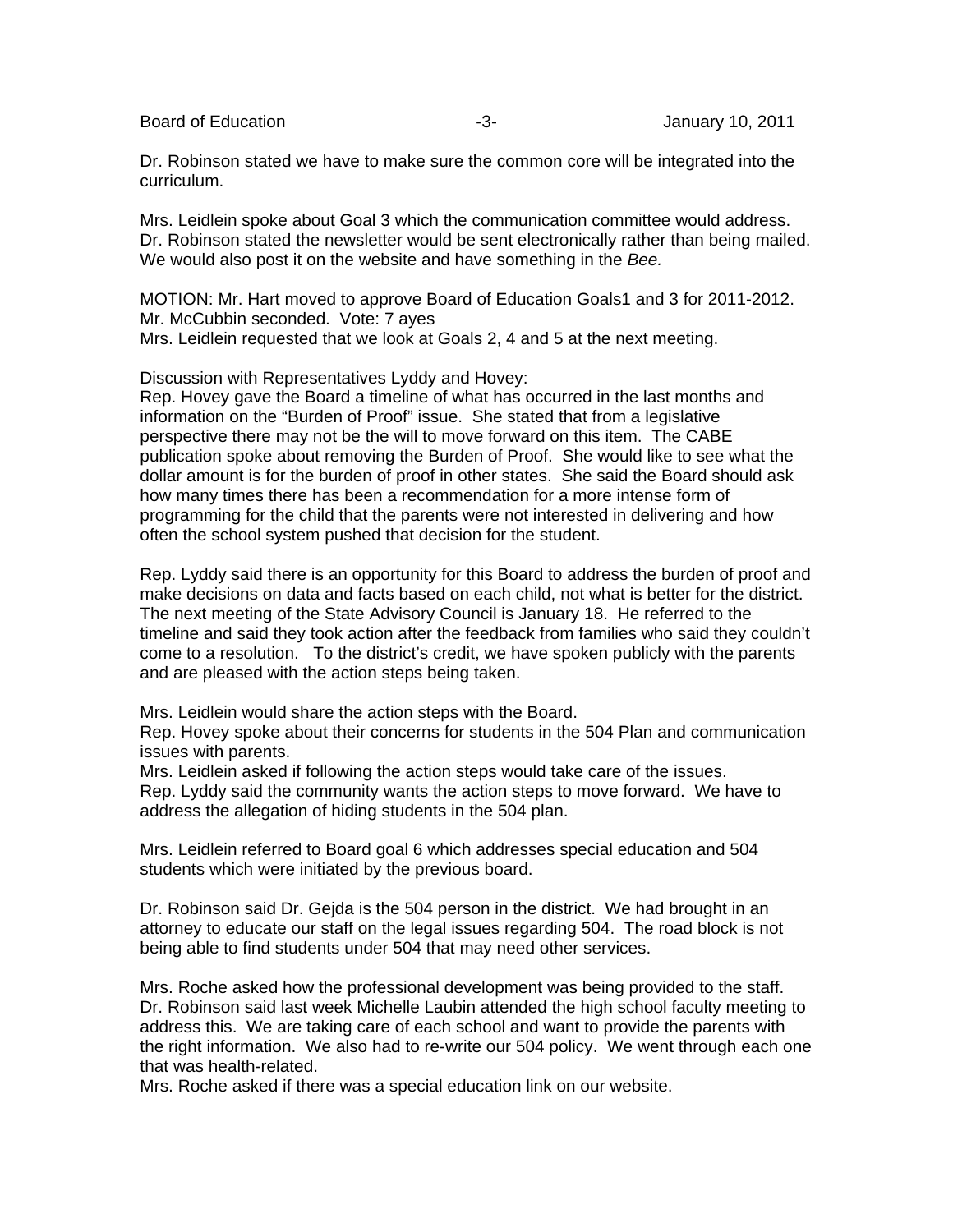Dr. Robinson stated we have to make sure the common core will be integrated into the curriculum.

Mrs. Leidlein spoke about Goal 3 which the communication committee would address. Dr. Robinson stated the newsletter would be sent electronically rather than being mailed. We would also post it on the website and have something in the *Bee.*

MOTION: Mr. Hart moved to approve Board of Education Goals1 and 3 for 2011-2012. Mr. McCubbin seconded. Vote: 7 ayes
Mrs. Leidlein requested that we look at Goals 2, 4 and 5 at the next meeting.

Discussion with Representatives Lyddy and Hovey:
Rep. Hovey gave the Board a timeline of what has occurred in the last months and information on the "Burden of Proof" issue. She stated that from a legislative perspective there may not be the will to move forward on this item. The CABE publication spoke about removing the Burden of Proof. She would like to see what the dollar amount is for the burden of proof in other states. She said the Board should ask how many times there has been a recommendation for a more intense form of programming for the child that the parents were not interested in delivering and how often the school system pushed that decision for the student.

Rep. Lyddy said there is an opportunity for this Board to address the burden of proof and make decisions on data and facts based on each child, not what is better for the district. The next meeting of the State Advisory Council is January 18. He referred to the timeline and said they took action after the feedback from families who said they couldn't come to a resolution. To the district's credit, we have spoken publicly with the parents and are pleased with the action steps being taken.

Mrs. Leidlein would share the action steps with the Board.
Rep. Hovey spoke about their concerns for students in the 504 Plan and communication issues with parents.
Mrs. Leidlein asked if following the action steps would take care of the issues.
Rep. Lyddy said the community wants the action steps to move forward. We have to address the allegation of hiding students in the 504 plan.

Mrs. Leidlein referred to Board goal 6 which addresses special education and 504 students which were initiated by the previous board.

Dr. Robinson said Dr. Gejda is the 504 person in the district. We had brought in an attorney to educate our staff on the legal issues regarding 504. The road block is not being able to find students under 504 that may need other services.

Mrs. Roche asked how the professional development was being provided to the staff. Dr. Robinson said last week Michelle Laubin attended the high school faculty meeting to address this. We are taking care of each school and want to provide the parents with the right information. We also had to re-write our 504 policy. We went through each one that was health-related.
Mrs. Roche asked if there was a special education link on our website.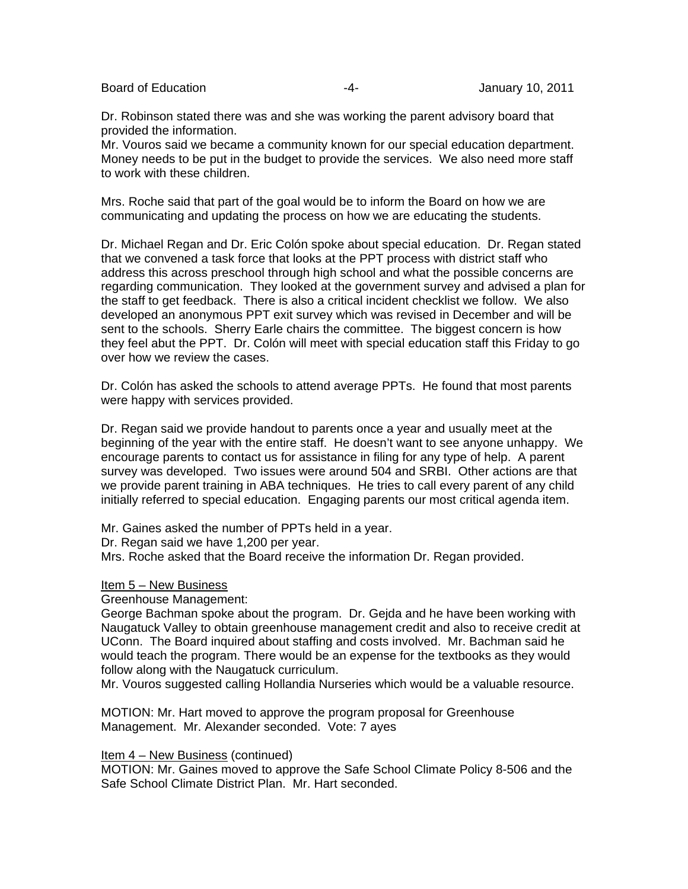Dr. Robinson stated there was and she was working the parent advisory board that provided the information.
Mr. Vouros said we became a community known for our special education department. Money needs to be put in the budget to provide the services. We also need more staff to work with these children.

Mrs. Roche said that part of the goal would be to inform the Board on how we are communicating and updating the process on how we are educating the students.

Dr. Michael Regan and Dr. Eric Colón spoke about special education. Dr. Regan stated that we convened a task force that looks at the PPT process with district staff who address this across preschool through high school and what the possible concerns are regarding communication. They looked at the government survey and advised a plan for the staff to get feedback. There is also a critical incident checklist we follow. We also developed an anonymous PPT exit survey which was revised in December and will be sent to the schools. Sherry Earle chairs the committee. The biggest concern is how they feel abut the PPT. Dr. Colón will meet with special education staff this Friday to go over how we review the cases.

Dr. Colón has asked the schools to attend average PPTs. He found that most parents were happy with services provided.

Dr. Regan said we provide handout to parents once a year and usually meet at the beginning of the year with the entire staff. He doesn't want to see anyone unhappy. We encourage parents to contact us for assistance in filing for any type of help. A parent survey was developed. Two issues were around 504 and SRBI. Other actions are that we provide parent training in ABA techniques. He tries to call every parent of any child initially referred to special education. Engaging parents our most critical agenda item.

Mr. Gaines asked the number of PPTs held in a year.
Dr. Regan said we have 1,200 per year.
Mrs. Roche asked that the Board receive the information Dr. Regan provided.

Item 5 – New Business

Greenhouse Management:
George Bachman spoke about the program. Dr. Gejda and he have been working with Naugatuck Valley to obtain greenhouse management credit and also to receive credit at UConn. The Board inquired about staffing and costs involved. Mr. Bachman said he would teach the program. There would be an expense for the textbooks as they would follow along with the Naugatuck curriculum.
Mr. Vouros suggested calling Hollandia Nurseries which would be a valuable resource.

MOTION: Mr. Hart moved to approve the program proposal for Greenhouse Management. Mr. Alexander seconded. Vote: 7 ayes

Item 4 – New Business (continued)
MOTION: Mr. Gaines moved to approve the Safe School Climate Policy 8-506 and the Safe School Climate District Plan. Mr. Hart seconded.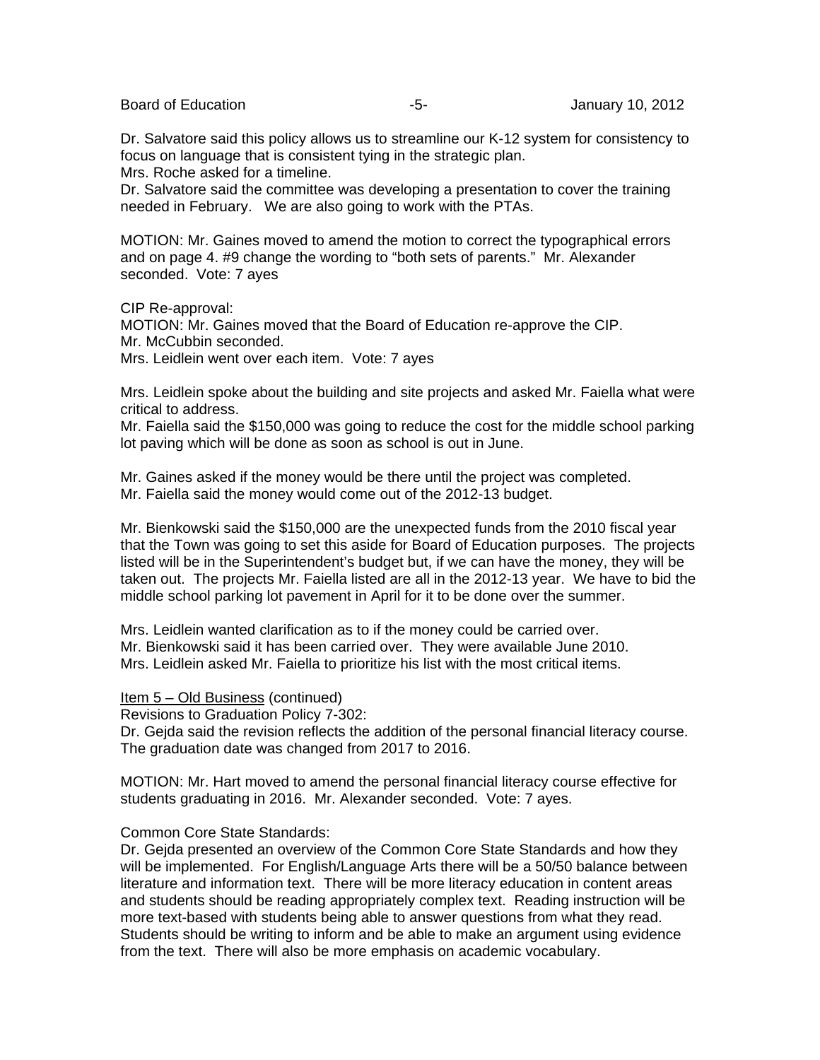Dr. Salvatore said this policy allows us to streamline our K-12 system for consistency to focus on language that is consistent tying in the strategic plan.
Mrs. Roche asked for a timeline.
Dr. Salvatore said the committee was developing a presentation to cover the training needed in February. We are also going to work with the PTAs.

MOTION: Mr. Gaines moved to amend the motion to correct the typographical errors and on page 4. #9 change the wording to "both sets of parents." Mr. Alexander seconded. Vote: 7 ayes

CIP Re-approval:
MOTION: Mr. Gaines moved that the Board of Education re-approve the CIP.
Mr. McCubbin seconded.
Mrs. Leidlein went over each item. Vote: 7 ayes

Mrs. Leidlein spoke about the building and site projects and asked Mr. Faiella what were critical to address.
Mr. Faiella said the $150,000 was going to reduce the cost for the middle school parking lot paving which will be done as soon as school is out in June.

Mr. Gaines asked if the money would be there until the project was completed.
Mr. Faiella said the money would come out of the 2012-13 budget.

Mr. Bienkowski said the $150,000 are the unexpected funds from the 2010 fiscal year that the Town was going to set this aside for Board of Education purposes. The projects listed will be in the Superintendent's budget but, if we can have the money, they will be taken out. The projects Mr. Faiella listed are all in the 2012-13 year. We have to bid the middle school parking lot pavement in April for it to be done over the summer.

Mrs. Leidlein wanted clarification as to if the money could be carried over.
Mr. Bienkowski said it has been carried over. They were available June 2010.
Mrs. Leidlein asked Mr. Faiella to prioritize his list with the most critical items.

<u>Item 5 – Old Business</u> (continued)
Revisions to Graduation Policy 7-302:
Dr. Gejda said the revision reflects the addition of the personal financial literacy course. The graduation date was changed from 2017 to 2016.

MOTION: Mr. Hart moved to amend the personal financial literacy course effective for students graduating in 2016. Mr. Alexander seconded. Vote: 7 ayes.

Common Core State Standards:
Dr. Gejda presented an overview of the Common Core State Standards and how they will be implemented. For English/Language Arts there will be a 50/50 balance between literature and information text. There will be more literacy education in content areas and students should be reading appropriately complex text. Reading instruction will be more text-based with students being able to answer questions from what they read. Students should be writing to inform and be able to make an argument using evidence from the text. There will also be more emphasis on academic vocabulary.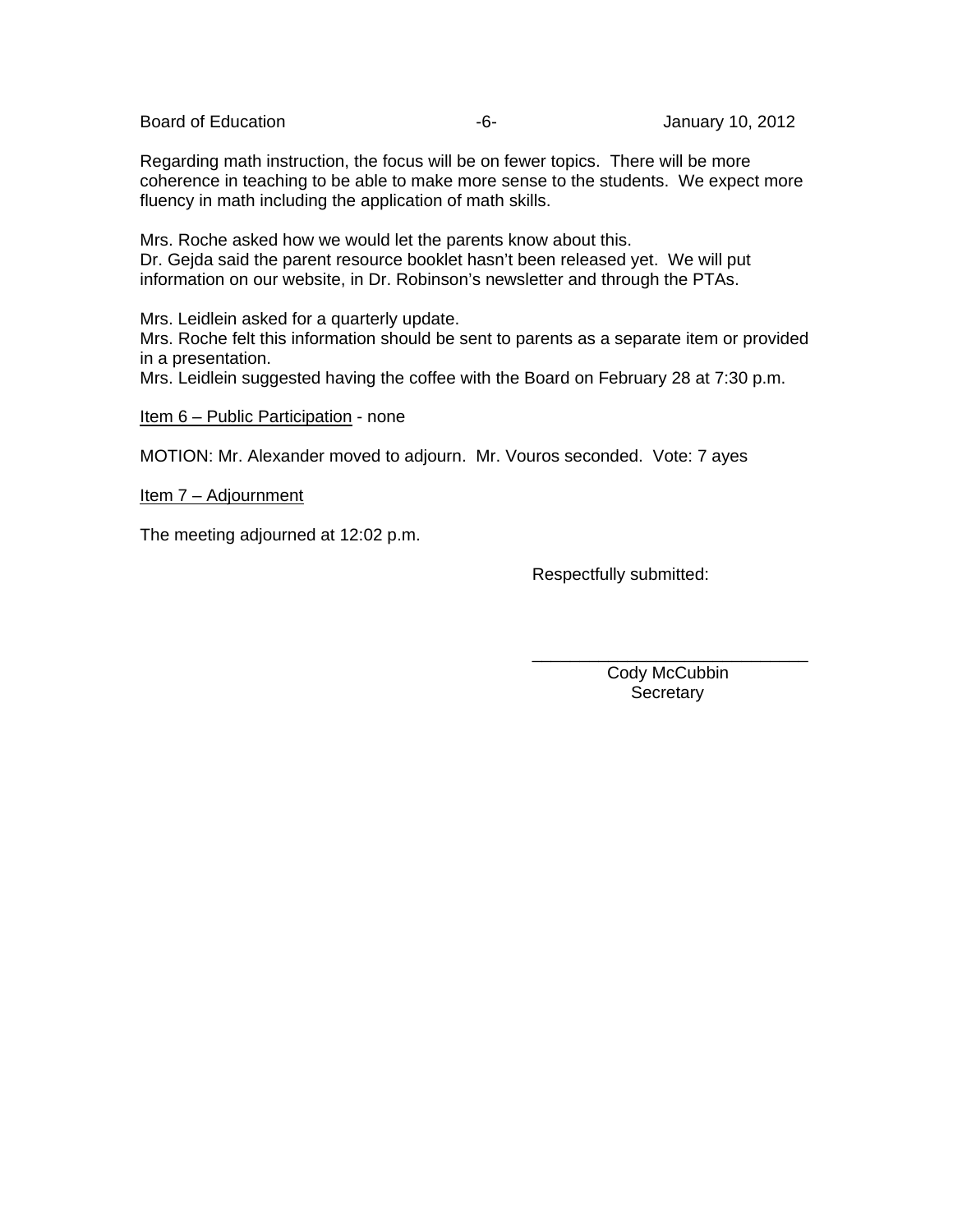Regarding math instruction, the focus will be on fewer topics. There will be more coherence in teaching to be able to make more sense to the students. We expect more fluency in math including the application of math skills.

Mrs. Roche asked how we would let the parents know about this.
Dr. Gejda said the parent resource booklet hasn't been released yet. We will put information on our website, in Dr. Robinson's newsletter and through the PTAs.

Mrs. Leidlein asked for a quarterly update.
Mrs. Roche felt this information should be sent to parents as a separate item or provided in a presentation.
Mrs. Leidlein suggested having the coffee with the Board on February 28 at 7:30 p.m.

<u>Item 6 – Public Participation</u> - none

MOTION: Mr. Alexander moved to adjourn. Mr. Vouros seconded. Vote: 7 ayes

<u>Item 7 – Adjournment</u>

The meeting adjourned at 12:02 p.m.

Respectfully submitted:

\_\_\_\_\_\_\_\_\_\_\_\_\_\_\_\_\_\_\_\_\_\_\_\_\_\_\_\_
Cody McCubbin
Secretary